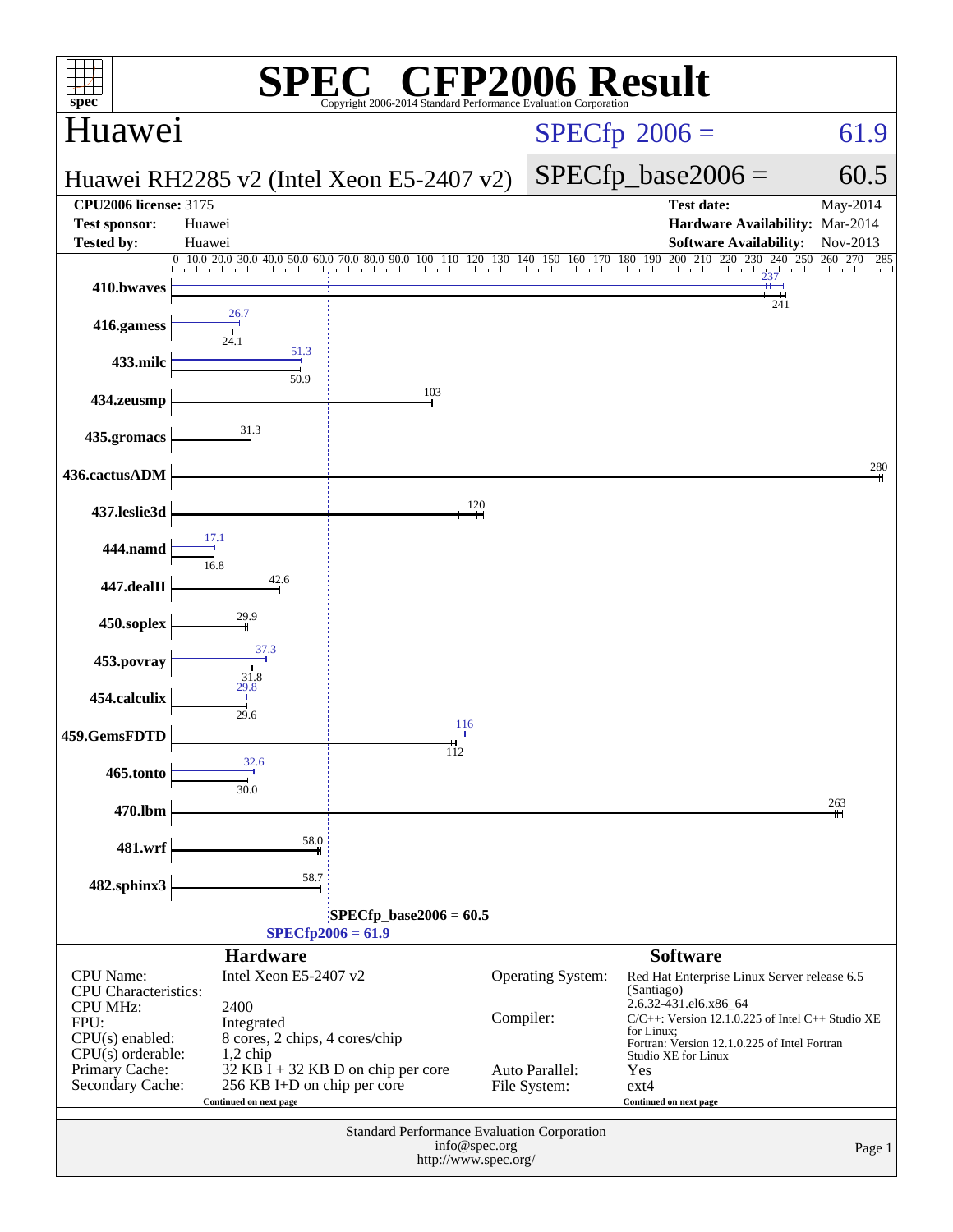# SPEC® CFP2006 Result

Copyright 2006-2014 Standard Performance Evaluation Corporation

## Huawei

**Huawei RH2285 v2 (Intel Xeon E5-2407 v2)**

SPECfp 2006 = 61.9

SPECfp_base2006 = 60.5

| | | | |
|---|---|---|---|
| **CPU2006 license:** 3175 | | **Test date:** | May-2014 |
| **Test sponsor:** | Huawei | **Hardware Availability:** | Mar-2014 |
| **Tested by:** | Huawei | **Software Availability:** | Nov-2013 |

| Benchmark | Peak | Base |
|---|---|---|
| 410.bwaves | 237 | 241 |
| 416.gamess | 26.7 | 24.1 |
| 433.milc | 51.3 | 50.9 |
| 434.zeusmp | | 103 |
| 435.gromacs | | 31.3 |
| 436.cactusADM | | 280 |
| 437.leslie3d | | 120 |
| 444.namd | 17.1 | 16.8 |
| 447.dealII | | 42.6 |
| 450.soplex | | 29.9 |
| 453.povray | 37.3 | 31.8 |
| 454.calculix | 29.8 | 29.6 |
| 459.GemsFDTD | 116 | 112 |
| 465.tonto | 32.6 | 30.0 |
| 470.lbm | | 263 |
| 481.wrf | | 58.0 |
| 482.sphinx3 | | 58.7 |

SPECfp_base2006 = 60.5

SPECfp2006 = 61.9

### Hardware

| | |
|---|---|
| CPU Name: | Intel Xeon E5-2407 v2 |
| CPU Characteristics: | |
| CPU MHz: | 2400 |
| FPU: | Integrated |
| CPU(s) enabled: | 8 cores, 2 chips, 4 cores/chip |
| CPU(s) orderable: | 1,2 chip |
| Primary Cache: | 32 KB I + 32 KB D on chip per core |
| Secondary Cache: | 256 KB I+D on chip per core |

Continued on next page

### Software

| | |
|---|---|
| Operating System: | Red Hat Enterprise Linux Server release 6.5 (Santiago) 2.6.32-431.el6.x86_64 |
| Compiler: | C/C++: Version 12.1.0.225 of Intel C++ Studio XE for Linux; Fortran: Version 12.1.0.225 of Intel Fortran Studio XE for Linux |
| Auto Parallel: | Yes |
| File System: | ext4 |

Continued on next page

Standard Performance Evaluation Corporation
info@spec.org
http://www.spec.org/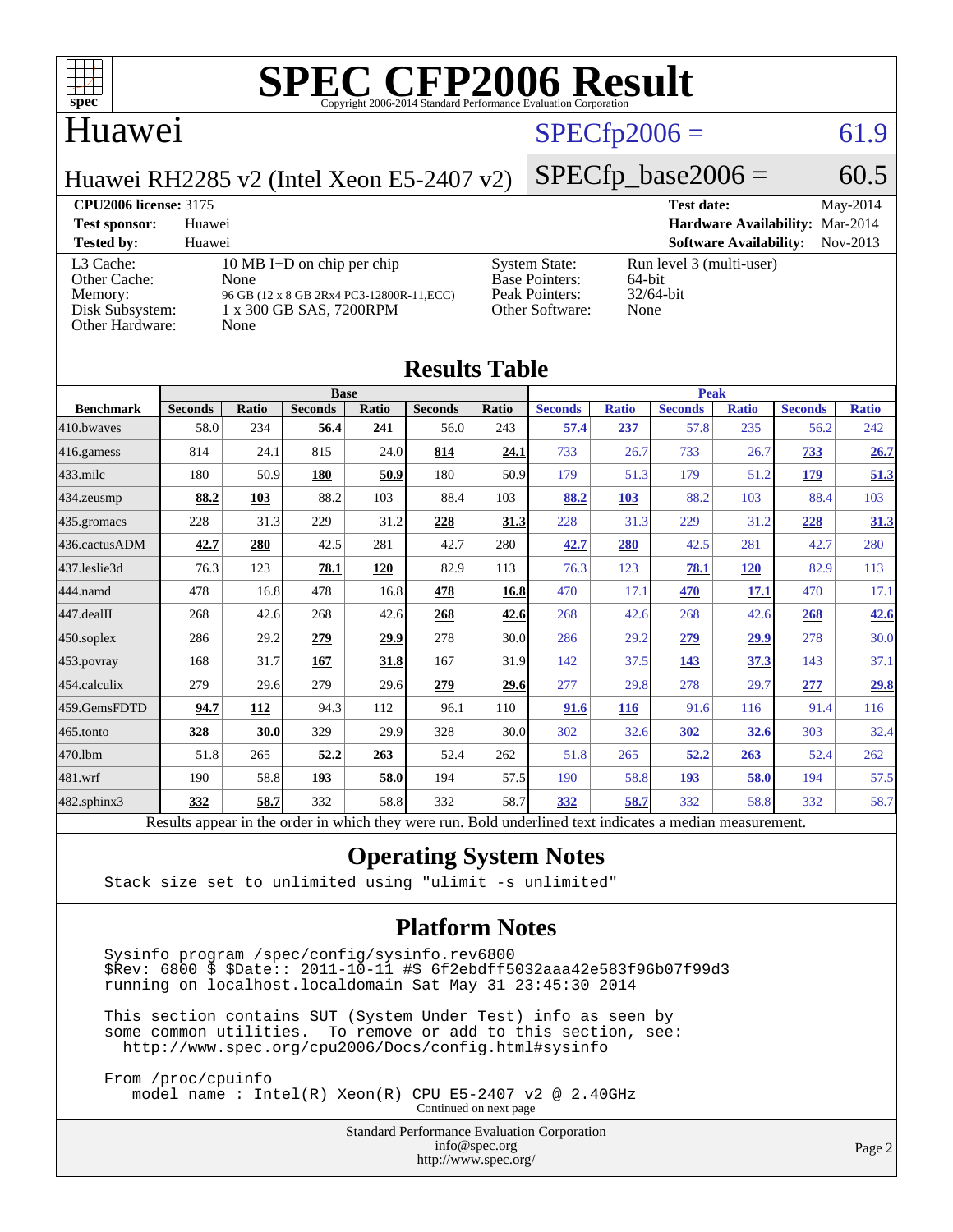# SPEC CFP2006 Result

Copyright 2006-2014 Standard Performance Evaluation Corporation

## Huawei

Huawei RH2285 v2 (Intel Xeon E5-2407 v2)

SPECfp2006 = 61.9

SPECfp_base2006 = 60.5

| | | | |
|---|---|---|---|
| **CPU2006 license:** 3175 | | **Test date:** | May-2014 |
| **Test sponsor:** | Huawei | **Hardware Availability:** | Mar-2014 |
| **Tested by:** | Huawei | **Software Availability:** | Nov-2013 |

| | | | |
|---|---|---|---|
| L3 Cache: | 10 MB I+D on chip per chip | System State: | Run level 3 (multi-user) |
| Other Cache: | None | Base Pointers: | 64-bit |
| Memory: | 96 GB (12 x 8 GB 2Rx4 PC3-12800R-11,ECC) | Peak Pointers: | 32/64-bit |
| Disk Subsystem: | 1 x 300 GB SAS, 7200RPM | Other Software: | None |
| Other Hardware: | None | | |

## Results Table

| | Base | | | | | | Peak | | | | | |
|---|---|---|---|---|---|---|---|---|---|---|---|---|
| **Benchmark** | **Seconds** | **Ratio** | **Seconds** | **Ratio** | **Seconds** | **Ratio** | **Seconds** | **Ratio** | **Seconds** | **Ratio** | **Seconds** | **Ratio** |
| 410.bwaves | 58.0 | 234 | **56.4** | **241** | 56.0 | 243 | **57.4** | **237** | 57.8 | 235 | 56.2 | 242 |
| 416.gamess | 814 | 24.1 | 815 | 24.0 | **814** | **24.1** | 733 | 26.7 | 733 | 26.7 | **733** | **26.7** |
| 433.milc | 180 | 50.9 | **180** | **50.9** | 180 | 50.9 | 179 | 51.3 | 179 | 51.2 | **179** | **51.3** |
| 434.zeusmp | **88.2** | **103** | 88.2 | 103 | 88.4 | 103 | **88.2** | **103** | 88.2 | 103 | 88.4 | 103 |
| 435.gromacs | 228 | 31.3 | 229 | 31.2 | **228** | **31.3** | 228 | 31.3 | 229 | 31.2 | **228** | **31.3** |
| 436.cactusADM | **42.7** | **280** | 42.5 | 281 | 42.7 | 280 | **42.7** | **280** | 42.5 | 281 | 42.7 | 280 |
| 437.leslie3d | 76.3 | 123 | **78.1** | **120** | 82.9 | 113 | 76.3 | 123 | **78.1** | **120** | 82.9 | 113 |
| 444.namd | 478 | 16.8 | 478 | 16.8 | **478** | **16.8** | 470 | 17.1 | **470** | **17.1** | 470 | 17.1 |
| 447.dealII | 268 | 42.6 | 268 | 42.6 | **268** | **42.6** | 268 | 42.6 | 268 | 42.6 | **268** | **42.6** |
| 450.soplex | 286 | 29.2 | **279** | **29.9** | 278 | 30.0 | 286 | 29.2 | **279** | **29.9** | 278 | 30.0 |
| 453.povray | 168 | 31.7 | **167** | **31.8** | 167 | 31.9 | 142 | 37.5 | **143** | **37.3** | 143 | 37.1 |
| 454.calculix | 279 | 29.6 | 279 | 29.6 | **279** | **29.6** | 277 | 29.8 | 278 | 29.7 | **277** | **29.8** |
| 459.GemsFDTD | **94.7** | **112** | 94.3 | 112 | 96.1 | 110 | **91.6** | **116** | 91.6 | 116 | 91.4 | 116 |
| 465.tonto | **328** | **30.0** | 329 | 29.9 | 328 | 30.0 | 302 | 32.6 | **302** | **32.6** | 303 | 32.4 |
| 470.lbm | 51.8 | 265 | **52.2** | **263** | 52.4 | 262 | 51.8 | 265 | **52.2** | **263** | 52.4 | 262 |
| 481.wrf | 190 | 58.8 | **193** | **58.0** | 194 | 57.5 | 190 | 58.8 | **193** | **58.0** | 194 | 57.5 |
| 482.sphinx3 | **332** | **58.7** | 332 | 58.8 | 332 | 58.7 | **332** | **58.7** | 332 | 58.8 | 332 | 58.7 |

Results appear in the order in which they were run. Bold underlined text indicates a median measurement.

## Operating System Notes

```
Stack size set to unlimited using "ulimit -s unlimited"
```

## Platform Notes

```
Sysinfo program /spec/config/sysinfo.rev6800
$Rev: 6800 $ $Date:: 2011-10-11 #$ 6f2ebdff5032aaa42e583f96b07f99d3
running on localhost.localdomain Sat May 31 23:45:30 2014

This section contains SUT (System Under Test) info as seen by
some common utilities.  To remove or add to this section, see:
  http://www.spec.org/cpu2006/Docs/config.html#sysinfo

From /proc/cpuinfo
   model name : Intel(R) Xeon(R) CPU E5-2407 v2 @ 2.40GHz
```

Continued on next page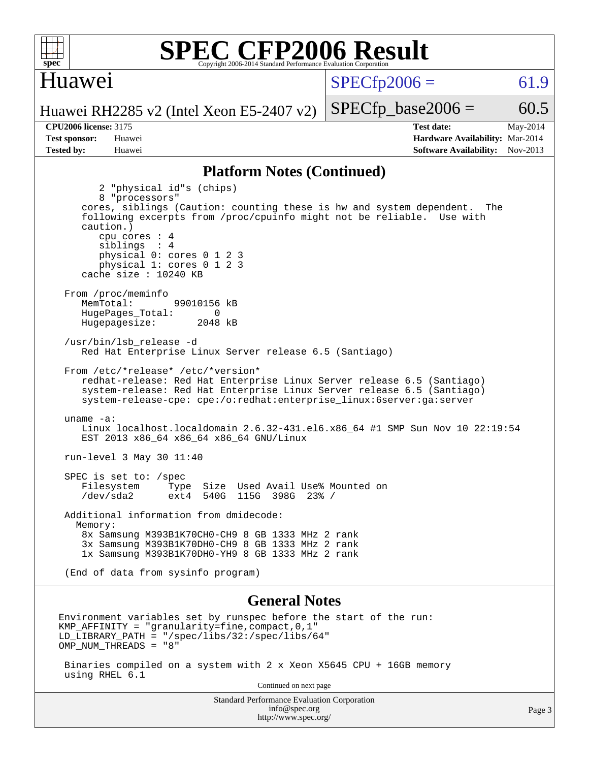## Platform Notes (Continued)

```
        2 "physical id"s (chips)
        8 "processors"
    cores, siblings (Caution: counting these is hw and system dependent.  The
    following excerpts from /proc/cpuinfo might not be reliable.  Use with
    caution.)
        cpu cores : 4
        siblings  : 4
        physical 0: cores 0 1 2 3
        physical 1: cores 0 1 2 3
    cache size : 10240 KB

 From /proc/meminfo
    MemTotal:       99010156 kB
    HugePages_Total:       0
    Hugepagesize:       2048 kB

 /usr/bin/lsb_release -d
    Red Hat Enterprise Linux Server release 6.5 (Santiago)

 From /etc/*release* /etc/*version*
    redhat-release: Red Hat Enterprise Linux Server release 6.5 (Santiago)
    system-release: Red Hat Enterprise Linux Server release 6.5 (Santiago)
    system-release-cpe: cpe:/o:redhat:enterprise_linux:6server:ga:server

 uname -a:
    Linux localhost.localdomain 2.6.32-431.el6.x86_64 #1 SMP Sun Nov 10 22:19:54
    EST 2013 x86_64 x86_64 x86_64 GNU/Linux

 run-level 3 May 30 11:40

 SPEC is set to: /spec
    Filesystem     Type  Size  Used Avail Use% Mounted on
    /dev/sda2      ext4  540G  115G  398G  23% /

 Additional information from dmidecode:
   Memory:
    8x Samsung M393B1K70CH0-CH9 8 GB 1333 MHz 2 rank
    3x Samsung M393B1K70DH0-CH9 8 GB 1333 MHz 2 rank
    1x Samsung M393B1K70DH0-YH9 8 GB 1333 MHz 2 rank

 (End of data from sysinfo program)
```

## General Notes

```
Environment variables set by runspec before the start of the run:
KMP_AFFINITY = "granularity=fine,compact,0,1"
LD_LIBRARY_PATH = "/spec/libs/32:/spec/libs/64"
OMP_NUM_THREADS = "8"

 Binaries compiled on a system with 2 x Xeon X5645 CPU + 16GB memory
 using RHEL 6.1
```

Continued on next page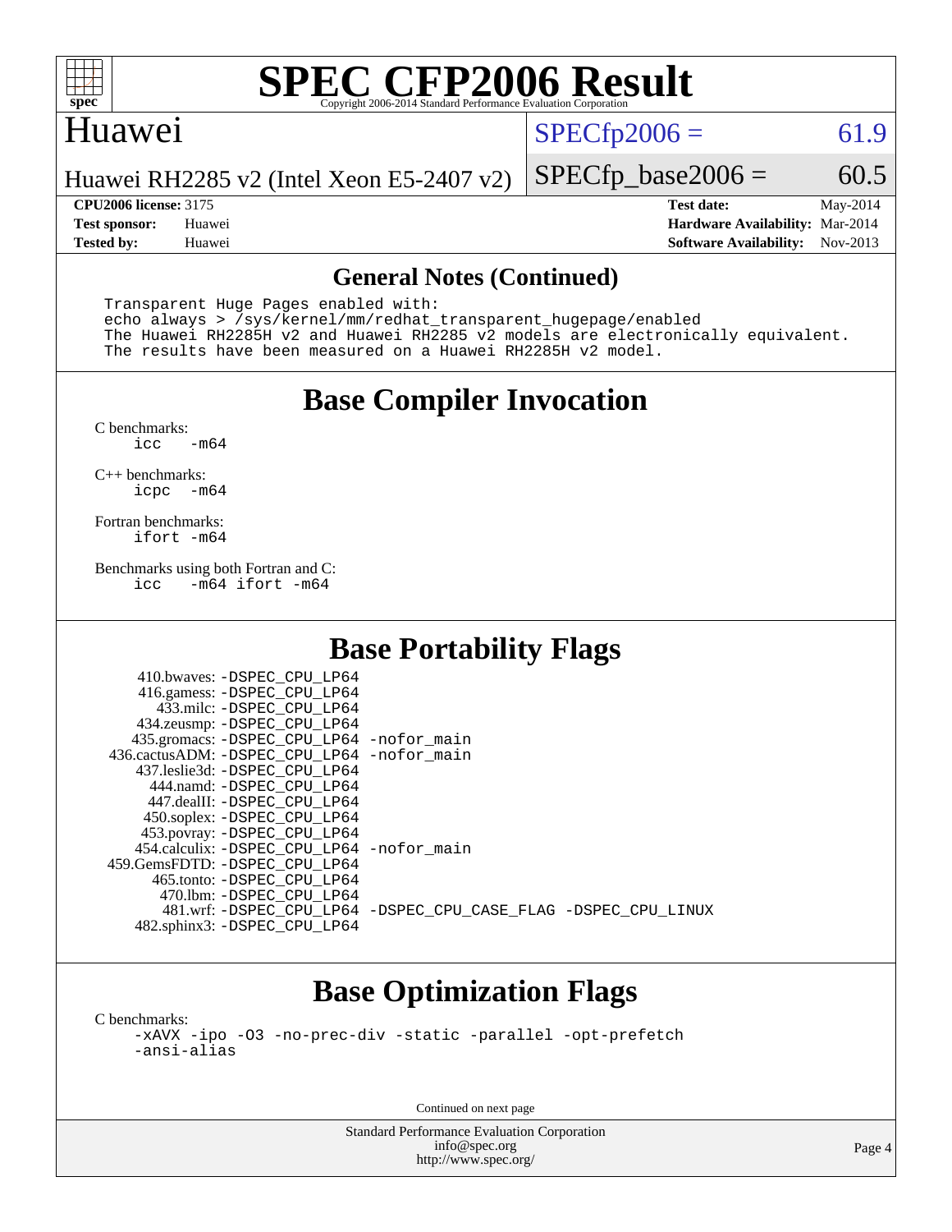## General Notes (Continued)

```
Transparent Huge Pages enabled with:
echo always > /sys/kernel/mm/redhat_transparent_hugepage/enabled
The Huawei RH2285H v2 and Huawei RH2285 v2 models are electronically equivalent.
The results have been measured on a Huawei RH2285H v2 model.
```

## Base Compiler Invocation

C benchmarks:
 icc -m64

C++ benchmarks:
 icpc -m64

Fortran benchmarks:
 ifort -m64

Benchmarks using both Fortran and C:
 icc -m64 ifort -m64

## Base Portability Flags

| Benchmark | Flags |
|---|---|
| 410.bwaves: | -DSPEC_CPU_LP64 |
| 416.gamess: | -DSPEC_CPU_LP64 |
| 433.milc: | -DSPEC_CPU_LP64 |
| 434.zeusmp: | -DSPEC_CPU_LP64 |
| 435.gromacs: | -DSPEC_CPU_LP64 -nofor_main |
| 436.cactusADM: | -DSPEC_CPU_LP64 -nofor_main |
| 437.leslie3d: | -DSPEC_CPU_LP64 |
| 444.namd: | -DSPEC_CPU_LP64 |
| 447.dealII: | -DSPEC_CPU_LP64 |
| 450.soplex: | -DSPEC_CPU_LP64 |
| 453.povray: | -DSPEC_CPU_LP64 |
| 454.calculix: | -DSPEC_CPU_LP64 -nofor_main |
| 459.GemsFDTD: | -DSPEC_CPU_LP64 |
| 465.tonto: | -DSPEC_CPU_LP64 |
| 470.lbm: | -DSPEC_CPU_LP64 |
| 481.wrf: | -DSPEC_CPU_LP64 -DSPEC_CPU_CASE_FLAG -DSPEC_CPU_LINUX |
| 482.sphinx3: | -DSPEC_CPU_LP64 |

## Base Optimization Flags

C benchmarks:
 -xAVX -ipo -O3 -no-prec-div -static -parallel -opt-prefetch
 -ansi-alias

Continued on next page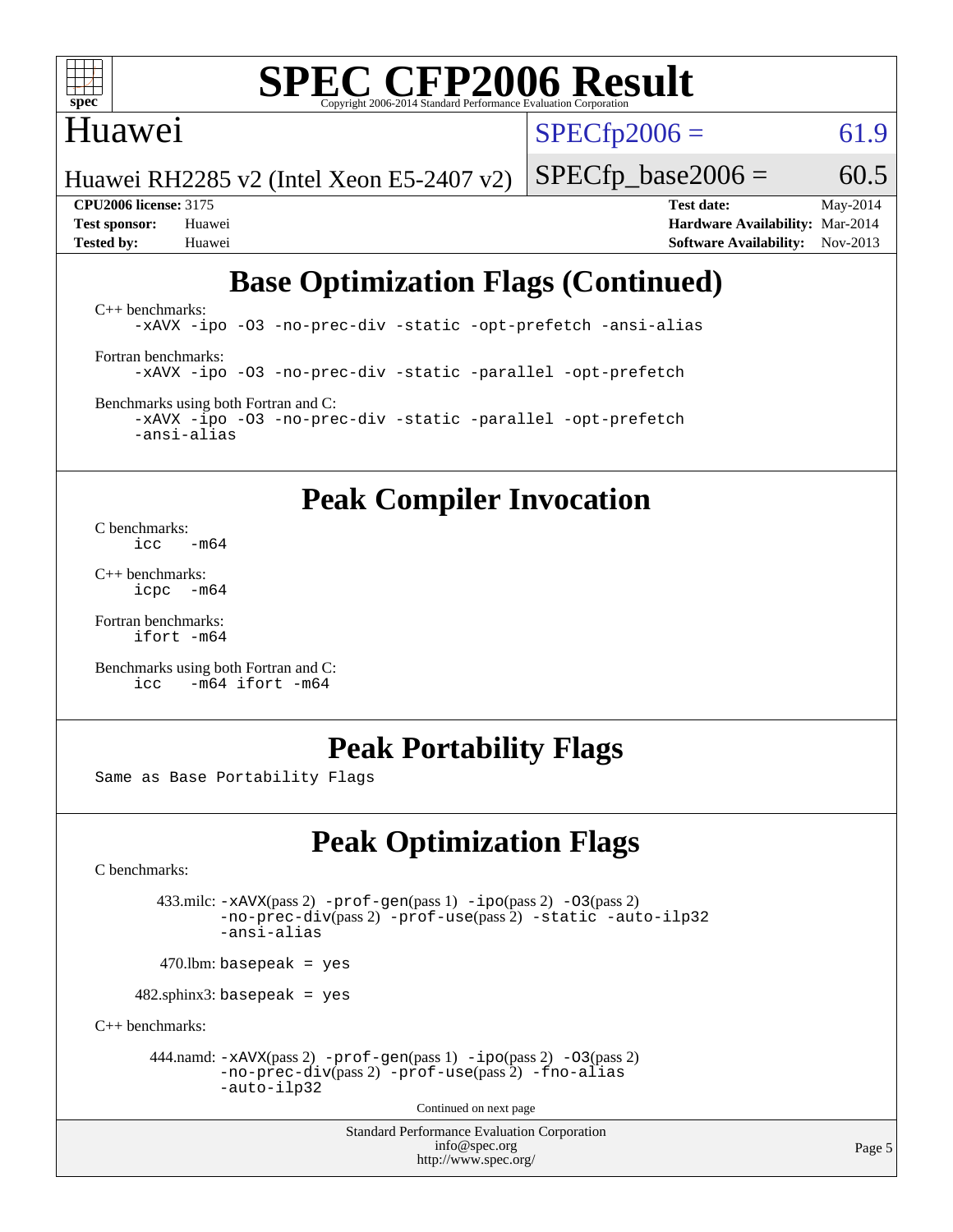# SPEC CFP2006 Result

Copyright 2006-2014 Standard Performance Evaluation Corporation

## Huawei

Huawei RH2285 v2 (Intel Xeon E5-2407 v2)

SPECfp2006 = 61.9

SPECfp_base2006 = 60.5

**CPU2006 license:** 3175
**Test sponsor:** Huawei
**Tested by:** Huawei

**Test date:** May-2014
**Hardware Availability:** Mar-2014
**Software Availability:** Nov-2013

## Base Optimization Flags (Continued)

C++ benchmarks:

```
-xAVX -ipo -O3 -no-prec-div -static -opt-prefetch -ansi-alias
```

Fortran benchmarks:

```
-xAVX -ipo -O3 -no-prec-div -static -parallel -opt-prefetch
```

Benchmarks using both Fortran and C:

```
-xAVX -ipo -O3 -no-prec-div -static -parallel -opt-prefetch
-ansi-alias
```

## Peak Compiler Invocation

C benchmarks:

```
icc   -m64
```

C++ benchmarks:

```
icpc  -m64
```

Fortran benchmarks:

```
ifort -m64
```

Benchmarks using both Fortran and C:

```
icc   -m64 ifort -m64
```

## Peak Portability Flags

Same as Base Portability Flags

## Peak Optimization Flags

C benchmarks:

433.milc: -xAVX(pass 2) -prof-gen(pass 1) -ipo(pass 2) -O3(pass 2) -no-prec-div(pass 2) -prof-use(pass 2) -static -auto-ilp32 -ansi-alias

470.lbm: basepeak = yes

482.sphinx3: basepeak = yes

C++ benchmarks:

444.namd: -xAVX(pass 2) -prof-gen(pass 1) -ipo(pass 2) -O3(pass 2) -no-prec-div(pass 2) -prof-use(pass 2) -fno-alias -auto-ilp32

Continued on next page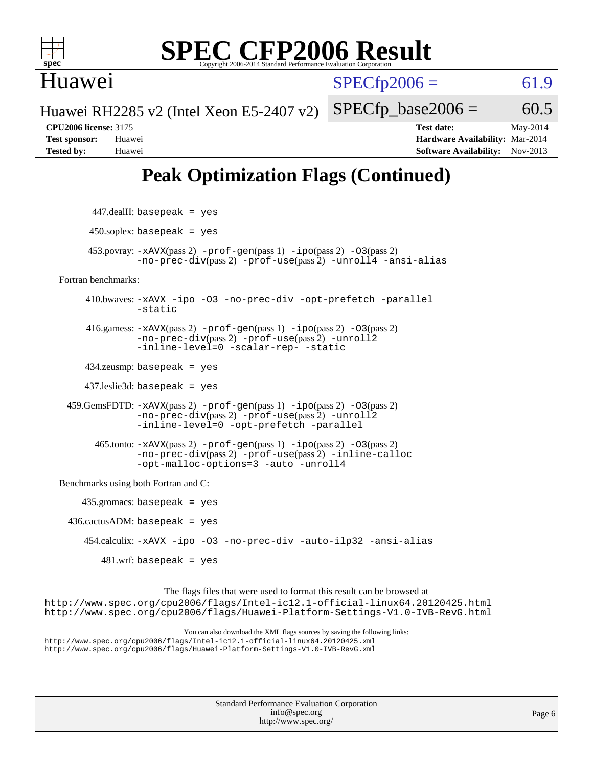# SPEC CFP2006 Result

Copyright 2006-2014 Standard Performance Evaluation Corporation

**Huawei**

Huawei RH2285 v2 (Intel Xeon E5-2407 v2)

SPECfp2006 = 61.9

SPECfp_base2006 = 60.5

| | | | |
|---|---|---|---|
| **CPU2006 license:** | 3175 | **Test date:** | May-2014 |
| **Test sponsor:** | Huawei | **Hardware Availability:** | Mar-2014 |
| **Tested by:** | Huawei | **Software Availability:** | Nov-2013 |

## Peak Optimization Flags (Continued)

447.dealII: `basepeak = yes`

450.soplex: `basepeak = yes`

453.povray: `-xAVX`(pass 2) `-prof-gen`(pass 1) `-ipo`(pass 2) `-O3`(pass 2) `-no-prec-div`(pass 2) `-prof-use`(pass 2) `-unroll4` `-ansi-alias`

Fortran benchmarks:

410.bwaves: `-xAVX -ipo -O3 -no-prec-div -opt-prefetch -parallel -static`

416.gamess: `-xAVX`(pass 2) `-prof-gen`(pass 1) `-ipo`(pass 2) `-O3`(pass 2) `-no-prec-div`(pass 2) `-prof-use`(pass 2) `-unroll2` `-inline-level=0 -scalar-rep- -static`

434.zeusmp: `basepeak = yes`

437.leslie3d: `basepeak = yes`

459.GemsFDTD: `-xAVX`(pass 2) `-prof-gen`(pass 1) `-ipo`(pass 2) `-O3`(pass 2) `-no-prec-div`(pass 2) `-prof-use`(pass 2) `-unroll2` `-inline-level=0 -opt-prefetch -parallel`

465.tonto: `-xAVX`(pass 2) `-prof-gen`(pass 1) `-ipo`(pass 2) `-O3`(pass 2) `-no-prec-div`(pass 2) `-prof-use`(pass 2) `-inline-calloc` `-opt-malloc-options=3 -auto -unroll4`

Benchmarks using both Fortran and C:

435.gromacs: `basepeak = yes`

436.cactusADM: `basepeak = yes`

454.calculix: `-xAVX -ipo -O3 -no-prec-div -auto-ilp32 -ansi-alias`

481.wrf: `basepeak = yes`

The flags files that were used to format this result can be browsed at

http://www.spec.org/cpu2006/flags/Intel-ic12.1-official-linux64.20120425.html
http://www.spec.org/cpu2006/flags/Huawei-Platform-Settings-V1.0-IVB-RevG.html

You can also download the XML flags sources by saving the following links:

http://www.spec.org/cpu2006/flags/Intel-ic12.1-official-linux64.20120425.xml
http://www.spec.org/cpu2006/flags/Huawei-Platform-Settings-V1.0-IVB-RevG.xml

Standard Performance Evaluation Corporation
info@spec.org
http://www.spec.org/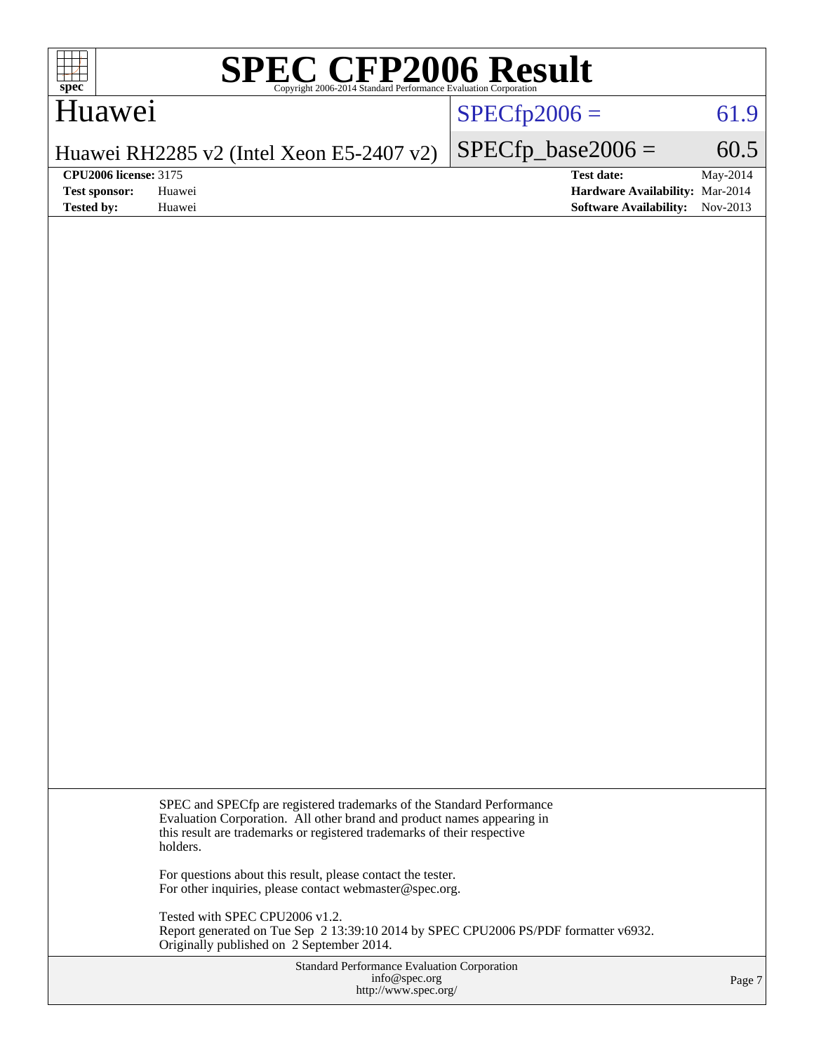SPEC and SPECfp are registered trademarks of the Standard Performance Evaluation Corporation. All other brand and product names appearing in this result are trademarks or registered trademarks of their respective holders.

For questions about this result, please contact the tester.
For other inquiries, please contact webmaster@spec.org.

Tested with SPEC CPU2006 v1.2.
Report generated on Tue Sep 2 13:39:10 2014 by SPEC CPU2006 PS/PDF formatter v6932.
Originally published on 2 September 2014.